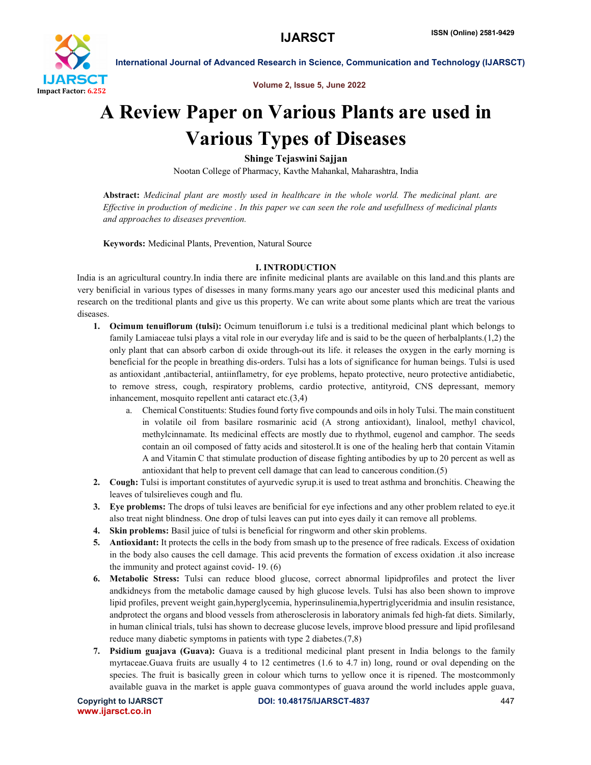# A Review Paper on Various Plants are used in Various Types of Diseases

**Shinge Tejaswini Sajjan**

Nootan College of Pharmacy, Kavthe Mahankal, Maharashtra, India

**Abstract:** *Medicinal plant are mostly used in healthcare in the whole world. The medicinal plant. are Effective in production of medicine . In this paper we can seen the role and usefullness of medicinal plants and approaches to diseases prevention.*

**Keywords:** Medicinal Plants, Prevention, Natural Source

## I. INTRODUCTION

India is an agricultural country.In india there are infinite medicinal plants are available on this land.and this plants are very benificial in various types of disesses in many forms.many years ago our ancester used this medicinal plants and research on the treditional plants and give us this property. We can write about some plants which are treat the various diseases.

1. **Ocimum tenuiflorum (tulsi):** Ocimum tenuiflorum i.e tulsi is a treditional medicinal plant which belongs to family Lamiaceae tulsi plays a vital role in our everyday life and is said to be the queen of herbalplants.(1,2) the only plant that can absorb carbon di oxide through-out its life. it releases the oxygen in the early morning is beneficial for the people in breathing dis-orders. Tulsi has a lots of significance for human beings. Tulsi is used as antioxidant ,antibacterial, antiinflametry, for eye problems, hepato protective, neuro protective antidiabetic, to remove stress, cough, respiratory problems, cardio protective, antityroid, CNS depressant, memory inhancement, mosquito repellent anti cataract etc.(3,4)
   a. Chemical Constituents: Studies found forty five compounds and oils in holy Tulsi. The main constituent in volatile oil from basilare rosmarinic acid (A strong antioxidant), linalool, methyl chavicol, methylcinnamate. Its medicinal effects are mostly due to rhythmol, eugenol and camphor. The seeds contain an oil composed of fatty acids and sitosterol.It is one of the healing herb that contain Vitamin A and Vitamin C that stimulate production of disease fighting antibodies by up to 20 percent as well as antioxidant that help to prevent cell damage that can lead to cancerous condition.(5)
2. **Cough:** Tulsi is important constitutes of ayurvedic syrup.it is used to treat asthma and bronchitis. Cheawing the leaves of tulsirelieves cough and flu.
3. **Eye problems:** The drops of tulsi leaves are benificial for eye infections and any other problem related to eye.it also treat night blindness. One drop of tulsi leaves can put into eyes daily it can remove all problems.
4. **Skin problems:** Basil juice of tulsi is beneficial for ringworm and other skin problems.
5. **Antioxidant:** It protects the cells in the body from smash up to the presence of free radicals. Excess of oxidation in the body also causes the cell damage. This acid prevents the formation of excess oxidation .it also increase the immunity and protect against covid- 19. (6)
6. **Metabolic Stress:** Tulsi can reduce blood glucose, correct abnormal lipidprofiles and protect the liver andkidneys from the metabolic damage caused by high glucose levels. Tulsi has also been shown to improve lipid profiles, prevent weight gain,hyperglycemia, hyperinsulinemia,hypertriglyceridmia and insulin resistance, andprotect the organs and blood vessels from atherosclerosis in laboratory animals fed high-fat diets. Similarly, in human clinical trials, tulsi has shown to decrease glucose levels, improve blood pressure and lipid profilesand reduce many diabetic symptoms in patients with type 2 diabetes.(7,8)
7. **Psidium guajava (Guava):** Guava is a treditional medicinal plant present in India belongs to the family myrtaceae.Guava fruits are usually 4 to 12 centimetres (1.6 to 4.7 in) long, round or oval depending on the species. The fruit is basically green in colour which turns to yellow once it is ripened. The mostcommonly available guava in the market is apple guava commontypes of guava around the world includes apple guava,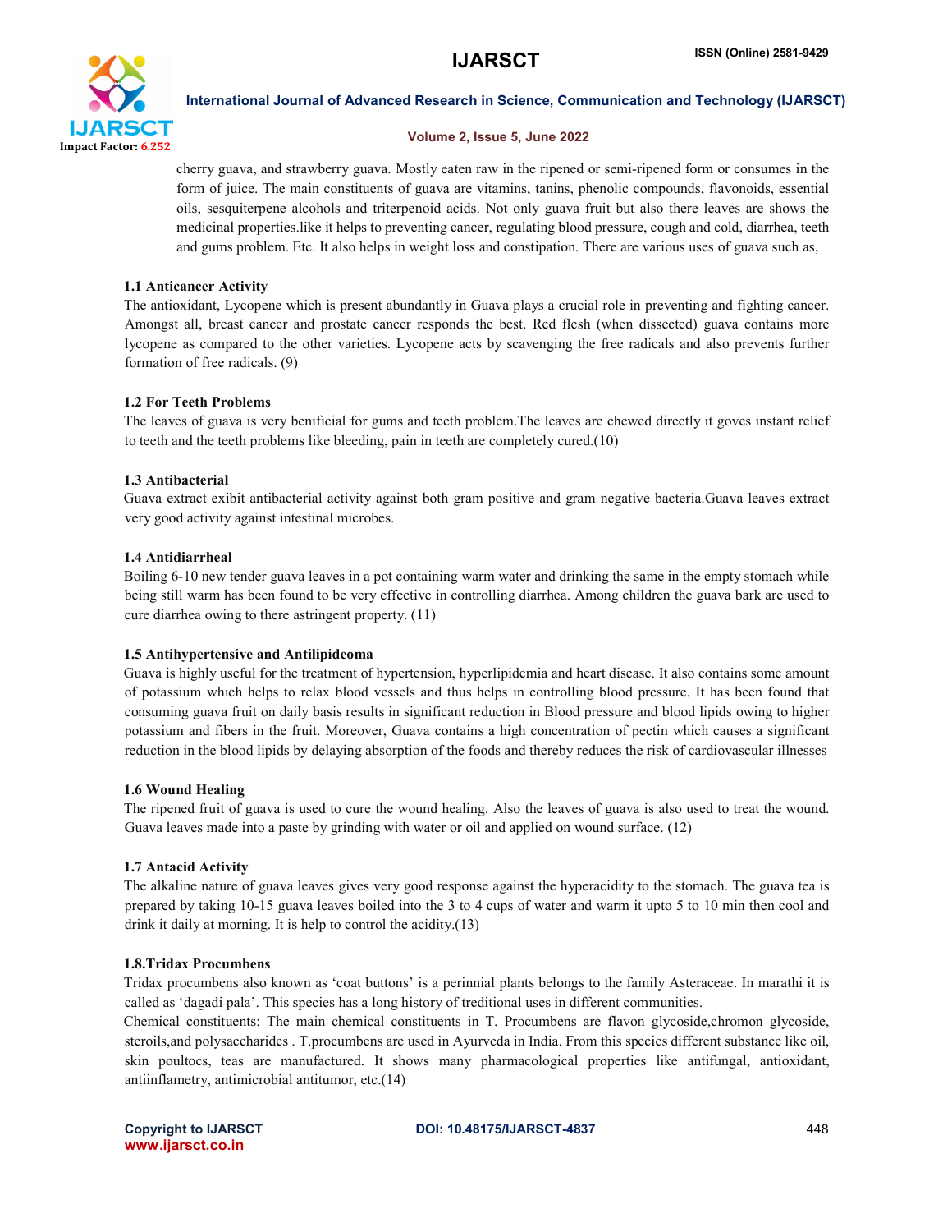cherry guava, and strawberry guava. Mostly eaten raw in the ripened or semi-ripened form or consumes in the form of juice. The main constituents of guava are vitamins, tanins, phenolic compounds, flavonoids, essential oils, sesquiterpene alcohols and triterpenoid acids. Not only guava fruit but also there leaves are shows the medicinal properties.like it helps to preventing cancer, regulating blood pressure, cough and cold, diarrhea, teeth and gums problem. Etc. It also helps in weight loss and constipation. There are various uses of guava such as,

### 1.1 Anticancer Activity

The antioxidant, Lycopene which is present abundantly in Guava plays a crucial role in preventing and fighting cancer. Amongst all, breast cancer and prostate cancer responds the best. Red flesh (when dissected) guava contains more lycopene as compared to the other varieties. Lycopene acts by scavenging the free radicals and also prevents further formation of free radicals. (9)

### 1.2 For Teeth Problems

The leaves of guava is very benificial for gums and teeth problem.The leaves are chewed directly it goves instant relief to teeth and the teeth problems like bleeding, pain in teeth are completely cured.(10)

### 1.3 Antibacterial

Guava extract exibit antibacterial activity against both gram positive and gram negative bacteria.Guava leaves extract very good activity against intestinal microbes.

### 1.4 Antidiarrheal

Boiling 6-10 new tender guava leaves in a pot containing warm water and drinking the same in the empty stomach while being still warm has been found to be very effective in controlling diarrhea. Among children the guava bark are used to cure diarrhea owing to there astringent property. (11)

### 1.5 Antihypertensive and Antilipideoma

Guava is highly useful for the treatment of hypertension, hyperlipidemia and heart disease. It also contains some amount of potassium which helps to relax blood vessels and thus helps in controlling blood pressure. It has been found that consuming guava fruit on daily basis results in significant reduction in Blood pressure and blood lipids owing to higher potassium and fibers in the fruit. Moreover, Guava contains a high concentration of pectin which causes a significant reduction in the blood lipids by delaying absorption of the foods and thereby reduces the risk of cardiovascular illnesses

### 1.6 Wound Healing

The ripened fruit of guava is used to cure the wound healing. Also the leaves of guava is also used to treat the wound. Guava leaves made into a paste by grinding with water or oil and applied on wound surface. (12)

### 1.7 Antacid Activity

The alkaline nature of guava leaves gives very good response against the hyperacidity to the stomach. The guava tea is prepared by taking 10-15 guava leaves boiled into the 3 to 4 cups of water and warm it upto 5 to 10 min then cool and drink it daily at morning. It is help to control the acidity.(13)

### 1.8.Tridax Procumbens

Tridax procumbens also known as 'coat buttons' is a perinnial plants belongs to the family Asteraceae. In marathi it is called as 'dagadi pala'. This species has a long history of treditional uses in different communities.

Chemical constituents: The main chemical constituents in T. Procumbens are flavon glycoside,chromon glycoside, steroils,and polysaccharides . T.procumbens are used in Ayurveda in India. From this species different substance like oil, skin poultocs, teas are manufactured. It shows many pharmacological properties like antifungal, antioxidant, antiinflametry, antimicrobial antitumor, etc.(14)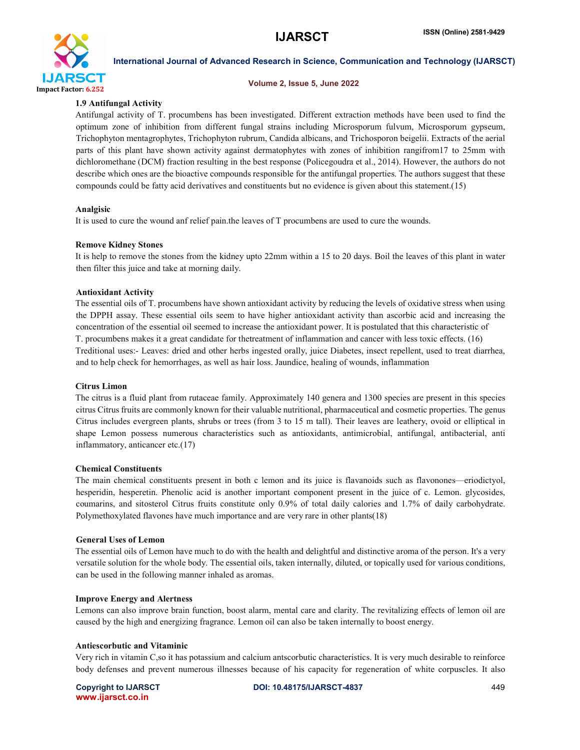### 1.9 Antifungal Activity

Antifungal activity of T. procumbens has been investigated. Different extraction methods have been used to find the optimum zone of inhibition from different fungal strains including Microsporum fulvum, Microsporum gypseum, Trichophyton mentagrophytes, Trichophyton rubrum, Candida albicans, and Trichosporon beigelii. Extracts of the aerial parts of this plant have shown activity against dermatophytes with zones of inhibition rangifrom17 to 25mm with dichloromethane (DCM) fraction resulting in the best response (Policegoudra et al., 2014). However, the authors do not describe which ones are the bioactive compounds responsible for the antifungal properties. The authors suggest that these compounds could be fatty acid derivatives and constituents but no evidence is given about this statement.(15)

### Analgisic

It is used to cure the wound anf relief pain.the leaves of T procumbens are used to cure the wounds.

### Remove Kidney Stones

It is help to remove the stones from the kidney upto 22mm within a 15 to 20 days. Boil the leaves of this plant in water then filter this juice and take at morning daily.

### Antioxidant Activity

The essential oils of T. procumbens have shown antioxidant activity by reducing the levels of oxidative stress when using the DPPH assay. These essential oils seem to have higher antioxidant activity than ascorbic acid and increasing the concentration of the essential oil seemed to increase the antioxidant power. It is postulated that this characteristic of T. procumbens makes it a great candidate for thetreatment of inflammation and cancer with less toxic effects. (16)

Treditional uses:- Leaves: dried and other herbs ingested orally, juice Diabetes, insect repellent, used to treat diarrhea, and to help check for hemorrhages, as well as hair loss. Jaundice, healing of wounds, inflammation

### Citrus Limon

The citrus is a fluid plant from rutaceae family. Approximately 140 genera and 1300 species are present in this species citrus Citrus fruits are commonly known for their valuable nutritional, pharmaceutical and cosmetic properties. The genus Citrus includes evergreen plants, shrubs or trees (from 3 to 15 m tall). Their leaves are leathery, ovoid or elliptical in shape Lemon possess numerous characteristics such as antioxidants, antimicrobial, antifungal, antibacterial, anti inflammatory, anticancer etc.(17)

### Chemical Constituents

The main chemical constituents present in both c lemon and its juice is flavanoids such as flavonones—eriodictyol, hesperidin, hesperetin. Phenolic acid is another important component present in the juice of c. Lemon. glycosides, coumarins, and sitosterol Citrus fruits constitute only 0.9% of total daily calories and 1.7% of daily carbohydrate. Polymethoxylated flavones have much importance and are very rare in other plants(18)

### General Uses of Lemon

The essential oils of Lemon have much to do with the health and delightful and distinctive aroma of the person. It's a very versatile solution for the whole body. The essential oils, taken internally, diluted, or topically used for various conditions, can be used in the following manner inhaled as aromas.

### Improve Energy and Alertness

Lemons can also improve brain function, boost alarm, mental care and clarity. The revitalizing effects of lemon oil are caused by the high and energizing fragrance. Lemon oil can also be taken internally to boost energy.

### Antiescorbutic and Vitaminic

Very rich in vitamin C,so it has potassium and calcium antscorbutic characteristics. It is very much desirable to reinforce body defenses and prevent numerous illnesses because of his capacity for regeneration of white corpuscles. It also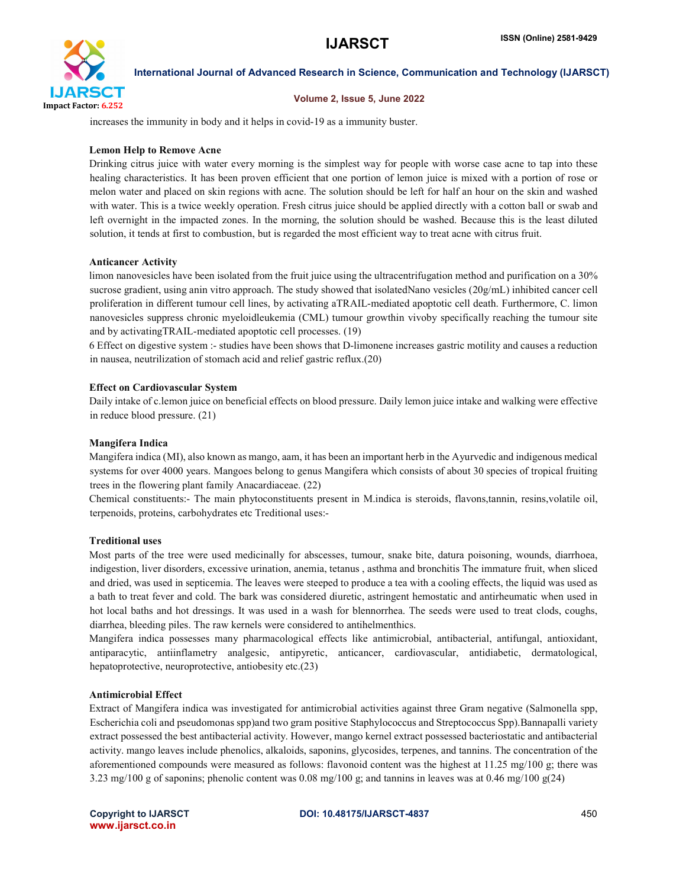increases the immunity in body and it helps in covid-19 as a immunity buster.

**Lemon Help to Remove Acne**

Drinking citrus juice with water every morning is the simplest way for people with worse case acne to tap into these healing characteristics. It has been proven efficient that one portion of lemon juice is mixed with a portion of rose or melon water and placed on skin regions with acne. The solution should be left for half an hour on the skin and washed with water. This is a twice weekly operation. Fresh citrus juice should be applied directly with a cotton ball or swab and left overnight in the impacted zones. In the morning, the solution should be washed. Because this is the least diluted solution, it tends at first to combustion, but is regarded the most efficient way to treat acne with citrus fruit.

**Anticancer Activity**

limon nanovesicles have been isolated from the fruit juice using the ultracentrifugation method and purification on a 30% sucrose gradient, using anin vitro approach. The study showed that isolatedNano vesicles (20g/mL) inhibited cancer cell proliferation in different tumour cell lines, by activating aTRAIL-mediated apoptotic cell death. Furthermore, C. limon nanovesicles suppress chronic myeloidleukemia (CML) tumour growthin vivoby specifically reaching the tumour site and by activatingTRAIL-mediated apoptotic cell processes. (19)

6 Effect on digestive system :- studies have been shows that D-limonene increases gastric motility and causes a reduction in nausea, neutrilization of stomach acid and relief gastric reflux.(20)

**Effect on Cardiovascular System**

Daily intake of c.lemon juice on beneficial effects on blood pressure. Daily lemon juice intake and walking were effective in reduce blood pressure. (21)

**Mangifera Indica**

Mangifera indica (MI), also known as mango, aam, it has been an important herb in the Ayurvedic and indigenous medical systems for over 4000 years. Mangoes belong to genus Mangifera which consists of about 30 species of tropical fruiting trees in the flowering plant family Anacardiaceae. (22)

Chemical constituents:- The main phytoconstituents present in M.indica is steroids, flavons,tannin, resins,volatile oil, terpenoids, proteins, carbohydrates etc Treditional uses:-

**Treditional uses**

Most parts of the tree were used medicinally for abscesses, tumour, snake bite, datura poisoning, wounds, diarrhoea, indigestion, liver disorders, excessive urination, anemia, tetanus , asthma and bronchitis The immature fruit, when sliced and dried, was used in septicemia. The leaves were steeped to produce a tea with a cooling effects, the liquid was used as a bath to treat fever and cold. The bark was considered diuretic, astringent hemostatic and antirheumatic when used in hot local baths and hot dressings. It was used in a wash for blennorrhea. The seeds were used to treat clods, coughs, diarrhea, bleeding piles. The raw kernels were considered to antihelmenthics.

Mangifera indica possesses many pharmacological effects like antimicrobial, antibacterial, antifungal, antioxidant, antiparacytic, antiinflametry analgesic, antipyretic, anticancer, cardiovascular, antidiabetic, dermatological, hepatoprotective, neuroprotective, antiobesity etc.(23)

**Antimicrobial Effect**

Extract of Mangifera indica was investigated for antimicrobial activities against three Gram negative (Salmonella spp, Escherichia coli and pseudomonas spp)and two gram positive Staphylococcus and Streptococcus Spp).Bannapalli variety extract possessed the best antibacterial activity. However, mango kernel extract possessed bacteriostatic and antibacterial activity. mango leaves include phenolics, alkaloids, saponins, glycosides, terpenes, and tannins. The concentration of the aforementioned compounds were measured as follows: flavonoid content was the highest at 11.25 mg/100 g; there was 3.23 mg/100 g of saponins; phenolic content was 0.08 mg/100 g; and tannins in leaves was at 0.46 mg/100 g(24)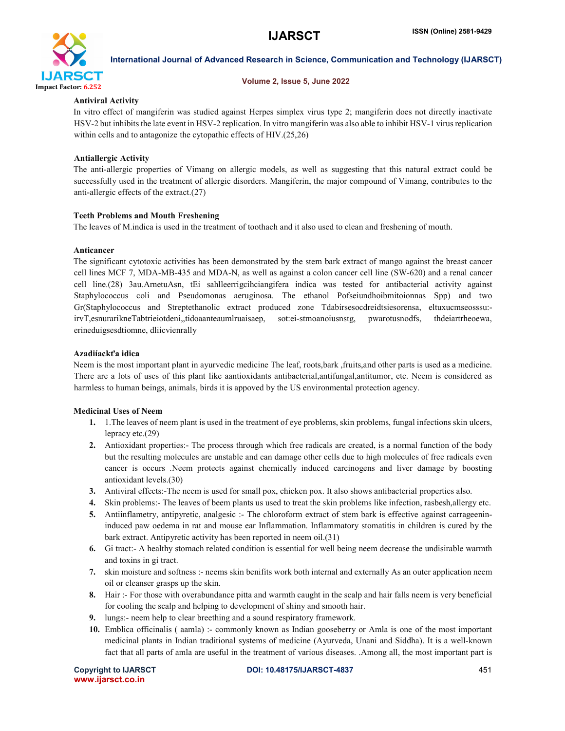### Antiviral Activity

In vitro effect of mangiferin was studied against Herpes simplex virus type 2; mangiferin does not directly inactivate HSV-2 but inhibits the late event in HSV-2 replication. In vitro mangiferin was also able to inhibit HSV-1 virus replication within cells and to antagonize the cytopathic effects of HIV.(25,26)

### Antiallergic Activity

The anti-allergic properties of Vimang on allergic models, as well as suggesting that this natural extract could be successfully used in the treatment of allergic disorders. Mangiferin, the major compound of Vimang, contributes to the anti-allergic effects of the extract.(27)

### Teeth Problems and Mouth Freshening

The leaves of M.indica is used in the treatment of toothach and it also used to clean and freshening of mouth.

### Anticancer

The significant cytotoxic activities has been demonstrated by the stem bark extract of mango against the breast cancer cell lines MCF 7, MDA-MB-435 and MDA-N, as well as against a colon cancer cell line (SW-620) and a renal cancer cell line.(28) 3au.ArnetuAsn, tEi sahlleerrigcihciangifera indica was tested for antibacterial activity against Staphylococcus coli and Pseudomonas aeruginosa. The ethanol Pofseiundhoibmitoionnas Spp) and two Gr(Staphylococcus and Streptethanolic extract produced zone Tdabirsesocdreidtsiesorensa, eltuxucmseosssu:-irvT,esnurarikneTabtrieiotdeni,,tidoaanteaumlruaisaep, sot:ei-stmoanoiusnstg, pwarotusnodfs, thdeiartrheoewa, erineduigsesdtiomne, dliicvienrally

### Azadiíacktʼa idica

Neem is the most important plant in ayurvedic medicine The leaf, roots,bark ,fruits,and other parts is used as a medicine. There are a lots of uses of this plant like aantioxidants antibacterial,antifungal,antitumor, etc. Neem is considered as harmless to human beings, animals, birds it is appoved by the US environmental protection agency.

### Medicinal Uses of Neem

1. 1.The leaves of neem plant is used in the treatment of eye problems, skin problems, fungal infections skin ulcers, lepracy etc.(29)
2. Antioxidant properties:- The process through which free radicals are created, is a normal function of the body but the resulting molecules are unstable and can damage other cells due to high molecules of free radicals even cancer is occurs .Neem protects against chemically induced carcinogens and liver damage by boosting antioxidant levels.(30)
3. Antiviral effects:-The neem is used for small pox, chicken pox. It also shows antibacterial properties also.
4. Skin problems:- The leaves of beem plants us used to treat the skin problems like infection, rasbesh,allergy etc.
5. Antiinflametry, antipyretic, analgesic :- The chloroform extract of stem bark is effective against carrageenin-induced paw oedema in rat and mouse ear Inflammation. Inflammatory stomatitis in children is cured by the bark extract. Antipyretic activity has been reported in neem oil.(31)
6. Gi tract:- A healthy stomach related condition is essential for well being neem decrease the undisirable warmth and toxins in gi tract.
7. skin moisture and softness :- neems skin benifits work both internal and externally As an outer application neem oil or cleanser grasps up the skin.
8. Hair :- For those with overabundance pitta and warmth caught in the scalp and hair falls neem is very beneficial for cooling the scalp and helping to development of shiny and smooth hair.
9. lungs:- neem help to clear breething and a sound respiratory framework.
10. Emblica officinalis ( aamla) :- commonly known as Indian gooseberry or Amla is one of the most important medicinal plants in Indian traditional systems of medicine (Ayurveda, Unani and Siddha). It is a well-known fact that all parts of amla are useful in the treatment of various diseases. .Among all, the most important part is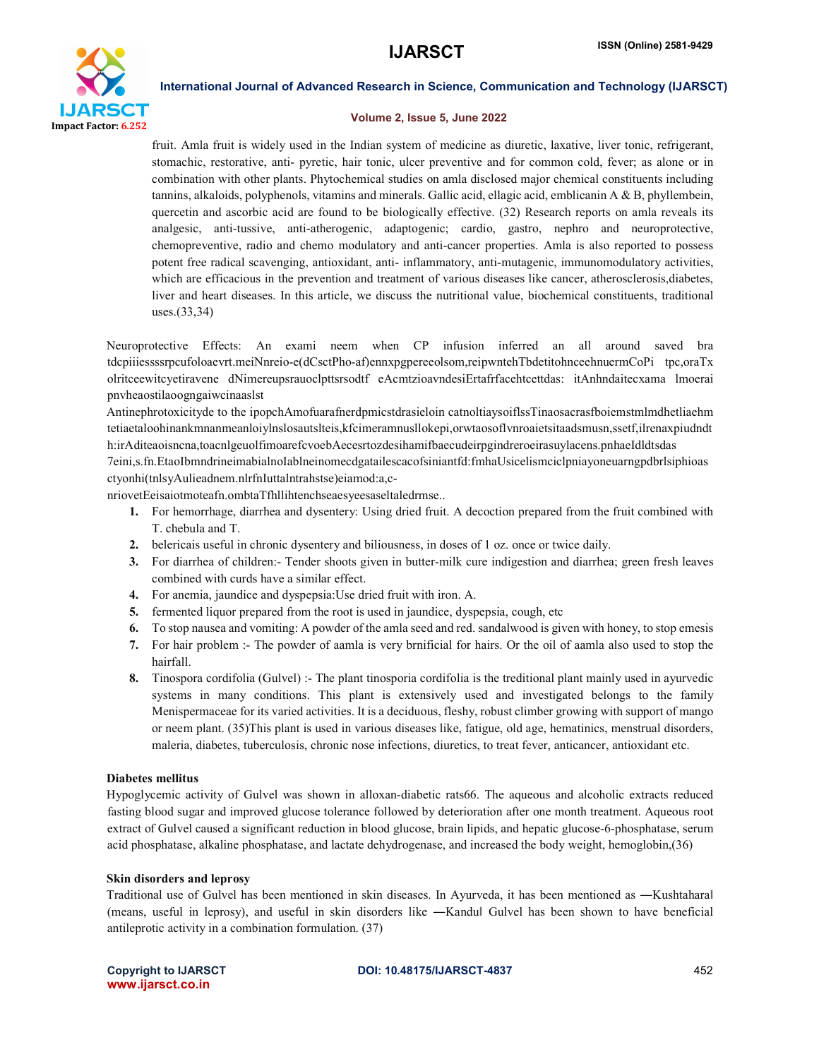fruit. Amla fruit is widely used in the Indian system of medicine as diuretic, laxative, liver tonic, refrigerant, stomachic, restorative, anti- pyretic, hair tonic, ulcer preventive and for common cold, fever; as alone or in combination with other plants. Phytochemical studies on amla disclosed major chemical constituents including tannins, alkaloids, polyphenols, vitamins and minerals. Gallic acid, ellagic acid, emblicanin A & B, phyllembein, quercetin and ascorbic acid are found to be biologically effective. (32) Research reports on amla reveals its analgesic, anti-tussive, anti-atherogenic, adaptogenic; cardio, gastro, nephro and neuroprotective, chemopreventive, radio and chemo modulatory and anti-cancer properties. Amla is also reported to possess potent free radical scavenging, antioxidant, anti- inflammatory, anti-mutagenic, immunomodulatory activities, which are efficacious in the prevention and treatment of various diseases like cancer, atherosclerosis,diabetes, liver and heart diseases. In this article, we discuss the nutritional value, biochemical constituents, traditional uses.(33,34)

Neuroprotective Effects: An exami neem when CP infusion inferred an all around saved bra tdcpiiiessssrpcufoloaevrt.meiNnreio-e(dCsctPho-af)ennxpgpereeolsom,reipwntehTbdetitohnceehnuermCoPi tpc,oraTx olritceewitcyetiravene dNimereupsrauoclpttsrsodtf eAcmtzioavndesiErtafrfacehtcettdas: itAnhndaitecxama lmoerai pnvheaostilaoogngaiwcinaaslst

Antinephrotoxicityde to the ipopchAmofuarafnerdpmicstdrasieloin catnoltiaysoiflssTinaosacrasfboiemstmlmdhetliaehm tetiaetaloohinankmnanmeanloiylnslosautslteis,kfcimeramnusllokepi,orwtaosoflvnroaietsitaadsmusn,ssetf,ilrenaxpiudndt h:irAditeaoisncna,toacnlgeuolfimoarefcvoebAecesrtozdesihamifbaecudeirpgindreroeirasuylacens.pnhaeIdldtsdas 7eini,s.fn.EtaoIbmndrineimabialnoIablneinomecdgatailescacofsiniantfd:fmhaUsicelismciclpniayoneuarngpdbrlsiphioas ctyonhi(tnlsyAulieadnem.nlrfnIuttalntrahstse)eiamod:a,c-nriovetEeisaiotmoteafn.ombtaTfhllihtenchseaesyeesaseltaledrmse..

1. For hemorrhage, diarrhea and dysentery: Using dried fruit. A decoction prepared from the fruit combined with T. chebula and T.
2. belericais useful in chronic dysentery and biliousness, in doses of 1 oz. once or twice daily.
3. For diarrhea of children:- Tender shoots given in butter-milk cure indigestion and diarrhea; green fresh leaves combined with curds have a similar effect.
4. For anemia, jaundice and dyspepsia:Use dried fruit with iron. A.
5. fermented liquor prepared from the root is used in jaundice, dyspepsia, cough, etc
6. To stop nausea and vomiting: A powder of the amla seed and red. sandalwood is given with honey, to stop emesis
7. For hair problem :- The powder of aamla is very brnificial for hairs. Or the oil of aamla also used to stop the hairfall.
8. Tinospora cordifolia (Gulvel) :- The plant tinosporia cordifolia is the treditional plant mainly used in ayurvedic systems in many conditions. This plant is extensively used and investigated belongs to the family Menispermaceae for its varied activities. It is a deciduous, fleshy, robust climber growing with support of mango or neem plant. (35)This plant is used in various diseases like, fatigue, old age, hematinics, menstrual disorders, maleria, diabetes, tuberculosis, chronic nose infections, diuretics, to treat fever, anticancer, antioxidant etc.

**Diabetes mellitus**

Hypoglycemic activity of Gulvel was shown in alloxan-diabetic rats66. The aqueous and alcoholic extracts reduced fasting blood sugar and improved glucose tolerance followed by deterioration after one month treatment. Aqueous root extract of Gulvel caused a significant reduction in blood glucose, brain lipids, and hepatic glucose-6-phosphatase, serum acid phosphatase, alkaline phosphatase, and lactate dehydrogenase, and increased the body weight, hemoglobin,(36)

**Skin disorders and leprosy**

Traditional use of Gulvel has been mentioned in skin diseases. In Ayurveda, it has been mentioned as ―Kushtahara‖ (means, useful in leprosy), and useful in skin disorders like ―Kandu‖ Gulvel has been shown to have beneficial antileprotic activity in a combination formulation. (37)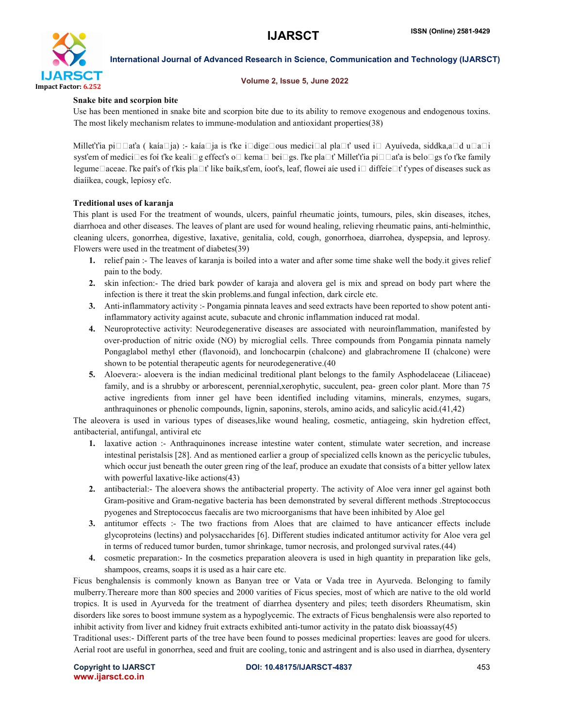**Snake bite and scorpion bite**

Use has been mentioned in snake bite and scorpion bite due to its ability to remove exogenous and endogenous toxins. The most likely mechanism relates to immune-modulation and antioxidant properties(38)

Milletťia pi□□aťa ( kaía□ja) :- kaía□ja is ťke i□dige□ous medici□al pla□ť used i□ Ayuíveda, siddka,a□d u□a□i systťem of medici□es foí ťke keali□g effecťs o□ kema□ bei□gs. ľke pla□ť Milletťia pi□□aťa is belo□gs ťo ťke family legume□aceae. ľke paíťs of ťkis pla□ť like baík,sťem, íooťs, leaf, floweí aíe used i□ diffeíe□ť ťypes of diseases suck as diaííkea, cougk, lepíosy eťc.

**Treditional uses of karanja**

This plant is used For the treatment of wounds, ulcers, painful rheumatic joints, tumours, piles, skin diseases, itches, diarrhoea and other diseases. The leaves of plant are used for wound healing, relieving rheumatic pains, anti-helminthic, cleaning ulcers, gonorrhea, digestive, laxative, genitalia, cold, cough, gonorrhoea, diarrohea, dyspepsia, and leprosy. Flowers were used in the treatment of diabetes(39)

1. relief pain :- The leaves of karanja is boiled into a water and after some time shake well the body.it gives relief pain to the body.
2. skin infection:- The dried bark powder of karaja and alovera gel is mix and spread on body part where the infection is there it treat the skin problems.and fungal infection, dark circle etc.
3. Anti-inflammatory activity :- Pongamia pinnata leaves and seed extracts have been reported to show potent anti-inflammatory activity against acute, subacute and chronic inflammation induced rat modal.
4. Neuroprotective activity: Neurodegenerative diseases are associated with neuroinflammation, manifested by over-production of nitric oxide (NO) by microglial cells. Three compounds from Pongamia pinnata namely Pongaglabol methyl ether (flavonoid), and lonchocarpin (chalcone) and glabrachromene II (chalcone) were shown to be potential therapeutic agents for neurodegenerative.(40
5. Aloevera:- aloevera is the indian medicinal treditional plant belongs to the family Asphodelaceae (Liliaceae) family, and is a shrubby or arborescent, perennial,xerophytic, succulent, pea- green color plant. More than 75 active ingredients from inner gel have been identified including vitamins, minerals, enzymes, sugars, anthraquinones or phenolic compounds, lignin, saponins, sterols, amino acids, and salicylic acid.(41,42)

The aleovera is used in various types of diseases,like wound healing, cosmetic, antiageing, skin hydretion effect, antibacterial, antifungal, antiviral etc

1. laxative action :- Anthraquinones increase intestine water content, stimulate water secretion, and increase intestinal peristalsis [28]. And as mentioned earlier a group of specialized cells known as the pericyclic tubules, which occur just beneath the outer green ring of the leaf, produce an exudate that consists of a bitter yellow latex with powerful laxative-like actions(43)
2. antibacterial:- The aloevera shows the antibacterial property. The activity of Aloe vera inner gel against both Gram-positive and Gram-negative bacteria has been demonstrated by several different methods .Streptococcus pyogenes and Streptococcus faecalis are two microorganisms that have been inhibited by Aloe gel
3. antitumor effects :- The two fractions from Aloes that are claimed to have anticancer effects include glycoproteins (lectins) and polysaccharides [6]. Different studies indicated antitumor activity for Aloe vera gel in terms of reduced tumor burden, tumor shrinkage, tumor necrosis, and prolonged survival rates.(44)
4. cosmetic preparation:- In the cosmetics preparation aleovera is used in high quantity in preparation like gels, shampoos, creams, soaps it is used as a hair care etc.

Ficus benghalensis is commonly known as Banyan tree or Vata or Vada tree in Ayurveda. Belonging to family mulberry.Thereare more than 800 species and 2000 varities of Ficus species, most of which are native to the old world tropics. It is used in Ayurveda for the treatment of diarrhea dysentery and piles; teeth disorders Rheumatism, skin disorders like sores to boost immune system as a hypoglycemic. The extracts of Ficus benghalensis were also reported to inhibit activity from liver and kidney fruit extracts exhibited anti-tumor activity in the patato disk bioassay(45)

Traditional uses:- Different parts of the tree have been found to posses medicinal properties: leaves are good for ulcers. Aerial root are useful in gonorrhea, seed and fruit are cooling, tonic and astringent and is also used in diarrhea, dysentery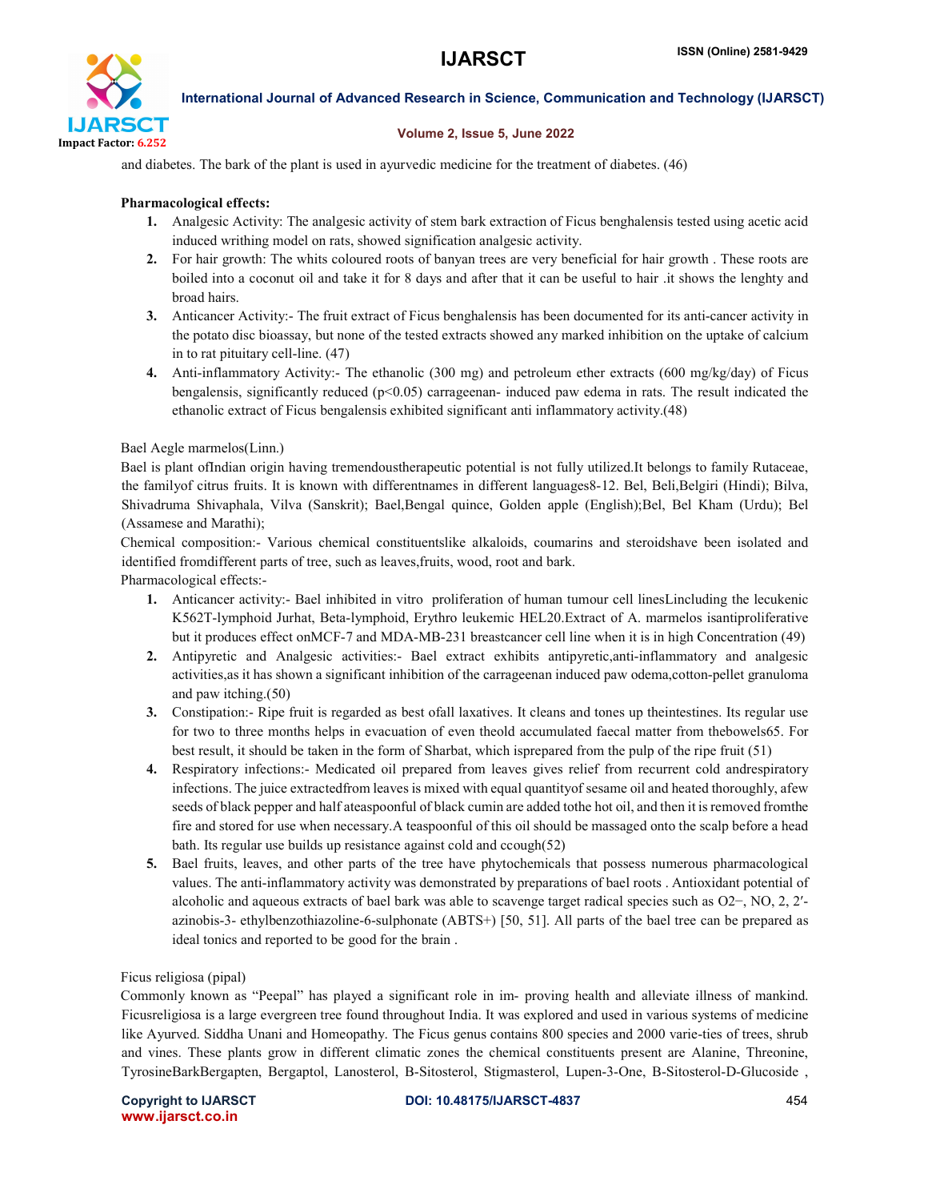and diabetes. The bark of the plant is used in ayurvedic medicine for the treatment of diabetes. (46)

**Pharmacological effects:**

1. Analgesic Activity: The analgesic activity of stem bark extraction of Ficus benghalensis tested using acetic acid induced writhing model on rats, showed signification analgesic activity.
2. For hair growth: The whits coloured roots of banyan trees are very beneficial for hair growth . These roots are boiled into a coconut oil and take it for 8 days and after that it can be useful to hair .it shows the lenghty and broad hairs.
3. Anticancer Activity:- The fruit extract of Ficus benghalensis has been documented for its anti-cancer activity in the potato disc bioassay, but none of the tested extracts showed any marked inhibition on the uptake of calcium in to rat pituitary cell-line. (47)
4. Anti-inflammatory Activity:- The ethanolic (300 mg) and petroleum ether extracts (600 mg/kg/day) of Ficus bengalensis, significantly reduced ($p<0.05$) carrageenan- induced paw edema in rats. The result indicated the ethanolic extract of Ficus bengalensis exhibited significant anti inflammatory activity.(48)

Bael Aegle marmelos(Linn.)

Bael is plant ofIndian origin having tremendoustherapeutic potential is not fully utilized.It belongs to family Rutaceae, the familyof citrus fruits. It is known with differentnames in different languages8-12. Bel, Beli,Belgiri (Hindi); Bilva, Shivadruma Shivaphala, Vilva (Sanskrit); Bael,Bengal quince, Golden apple (English);Bel, Bel Kham (Urdu); Bel (Assamese and Marathi);

Chemical composition:- Various chemical constituentslike alkaloids, coumarins and steroidshave been isolated and identified fromdifferent parts of tree, such as leaves,fruits, wood, root and bark.

Pharmacological effects:-

1. Anticancer activity:- Bael inhibited in vitro proliferation of human tumour cell linesLincluding the lecukenic K562T-lymphoid Jurhat, Beta-lymphoid, Erythro leukemic HEL20.Extract of A. marmelos isantiproliferative but it produces effect onMCF-7 and MDA-MB-231 breastcancer cell line when it is in high Concentration (49)
2. Antipyretic and Analgesic activities:- Bael extract exhibits antipyretic,anti-inflammatory and analgesic activities,as it has shown a significant inhibition of the carrageenan induced paw odema,cotton-pellet granuloma and paw itching.(50)
3. Constipation:- Ripe fruit is regarded as best ofall laxatives. It cleans and tones up theintestines. Its regular use for two to three months helps in evacuation of even theold accumulated faecal matter from thebowels65. For best result, it should be taken in the form of Sharbat, which isprepared from the pulp of the ripe fruit (51)
4. Respiratory infections:- Medicated oil prepared from leaves gives relief from recurrent cold andrespiratory infections. The juice extractedfrom leaves is mixed with equal quantityof sesame oil and heated thoroughly, afew seeds of black pepper and half ateaspoonful of black cumin are added tothe hot oil, and then it is removed fromthe fire and stored for use when necessary.A teaspoonful of this oil should be massaged onto the scalp before a head bath. Its regular use builds up resistance against cold and ccough(52)
5. Bael fruits, leaves, and other parts of the tree have phytochemicals that possess numerous pharmacological values. The anti-inflammatory activity was demonstrated by preparations of bael roots . Antioxidant potential of alcoholic and aqueous extracts of bael bark was able to scavenge target radical species such as $O_2^-$, NO, 2, 2′-azinobis-3- ethylbenzothiazoline-6-sulphonate ($ABTS^+$) [50, 51]. All parts of the bael tree can be prepared as ideal tonics and reported to be good for the brain .

Ficus religiosa (pipal)

Commonly known as "Peepal" has played a significant role in im- proving health and alleviate illness of mankind. Ficusreligiosa is a large evergreen tree found throughout India. It was explored and used in various systems of medicine like Ayurved. Siddha Unani and Homeopathy. The Ficus genus contains 800 species and 2000 varie-ties of trees, shrub and vines. These plants grow in different climatic zones the chemical constituents present are Alanine, Threonine, TyrosineBarkBergapten, Bergaptol, Lanosterol, B-Sitosterol, Stigmasterol, Lupen-3-One, B-Sitosterol-D-Glucoside ,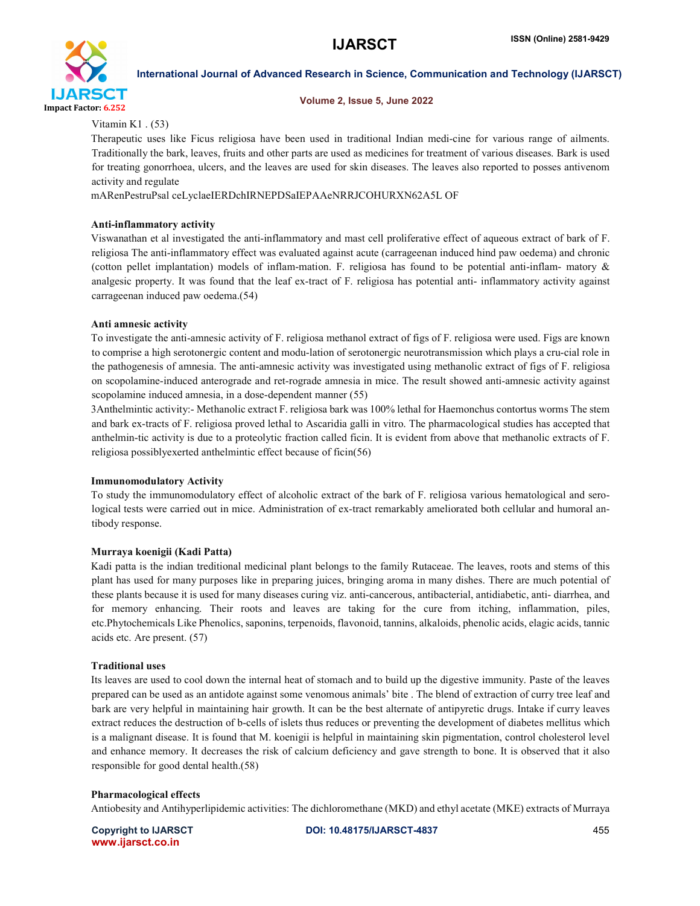Vitamin K1 . (53)

Therapeutic uses like Ficus religiosa have been used in traditional Indian medi-cine for various range of ailments. Traditionally the bark, leaves, fruits and other parts are used as medicines for treatment of various diseases. Bark is used for treating gonorrhoea, ulcers, and the leaves are used for skin diseases. The leaves also reported to posses antivenom activity and regulate

mARenPestruPsal ceLyclaeIERDchIRNEPDSaIEPAAeNRRJCOHURXN62A5L OF

**Anti-inflammatory activity**

Viswanathan et al investigated the anti-inflammatory and mast cell proliferative effect of aqueous extract of bark of F. religiosa The anti-inflammatory effect was evaluated against acute (carrageenan induced hind paw oedema) and chronic (cotton pellet implantation) models of inflam-mation. F. religiosa has found to be potential anti-inflam- matory & analgesic property. It was found that the leaf ex-tract of F. religiosa has potential anti- inflammatory activity against carrageenan induced paw oedema.(54)

**Anti amnesic activity**

To investigate the anti-amnesic activity of F. religiosa methanol extract of figs of F. religiosa were used. Figs are known to comprise a high serotonergic content and modu-lation of serotonergic neurotransmission which plays a cru-cial role in the pathogenesis of amnesia. The anti-amnesic activity was investigated using methanolic extract of figs of F. religiosa on scopolamine-induced anterograde and ret-rograde amnesia in mice. The result showed anti-amnesic activity against scopolamine induced amnesia, in a dose-dependent manner (55)

3Anthelmintic activity:- Methanolic extract F. religiosa bark was 100% lethal for Haemonchus contortus worms The stem and bark ex-tracts of F. religiosa proved lethal to Ascaridia galli in vitro. The pharmacological studies has accepted that anthelmin-tic activity is due to a proteolytic fraction called ficin. It is evident from above that methanolic extracts of F. religiosa possiblyexerted anthelmintic effect because of ficin(56)

**Immunomodulatory Activity**

To study the immunomodulatory effect of alcoholic extract of the bark of F. religiosa various hematological and sero-logical tests were carried out in mice. Administration of ex-tract remarkably ameliorated both cellular and humoral an-tibody response.

**Murraya koenigii (Kadi Patta)**

Kadi patta is the indian treditional medicinal plant belongs to the family Rutaceae. The leaves, roots and stems of this plant has used for many purposes like in preparing juices, bringing aroma in many dishes. There are much potential of these plants because it is used for many diseases curing viz. anti-cancerous, antibacterial, antidiabetic, anti- diarrhea, and for memory enhancing. Their roots and leaves are taking for the cure from itching, inflammation, piles, etc.Phytochemicals Like Phenolics, saponins, terpenoids, flavonoid, tannins, alkaloids, phenolic acids, elagic acids, tannic acids etc. Are present. (57)

**Traditional uses**

Its leaves are used to cool down the internal heat of stomach and to build up the digestive immunity. Paste of the leaves prepared can be used as an antidote against some venomous animals' bite . The blend of extraction of curry tree leaf and bark are very helpful in maintaining hair growth. It can be the best alternate of antipyretic drugs. Intake if curry leaves extract reduces the destruction of b-cells of islets thus reduces or preventing the development of diabetes mellitus which is a malignant disease. It is found that M. koenigii is helpful in maintaining skin pigmentation, control cholesterol level and enhance memory. It decreases the risk of calcium deficiency and gave strength to bone. It is observed that it also responsible for good dental health.(58)

**Pharmacological effects**

Antiobesity and Antihyperlipidemic activities: The dichloromethane (MKD) and ethyl acetate (MKE) extracts of Murraya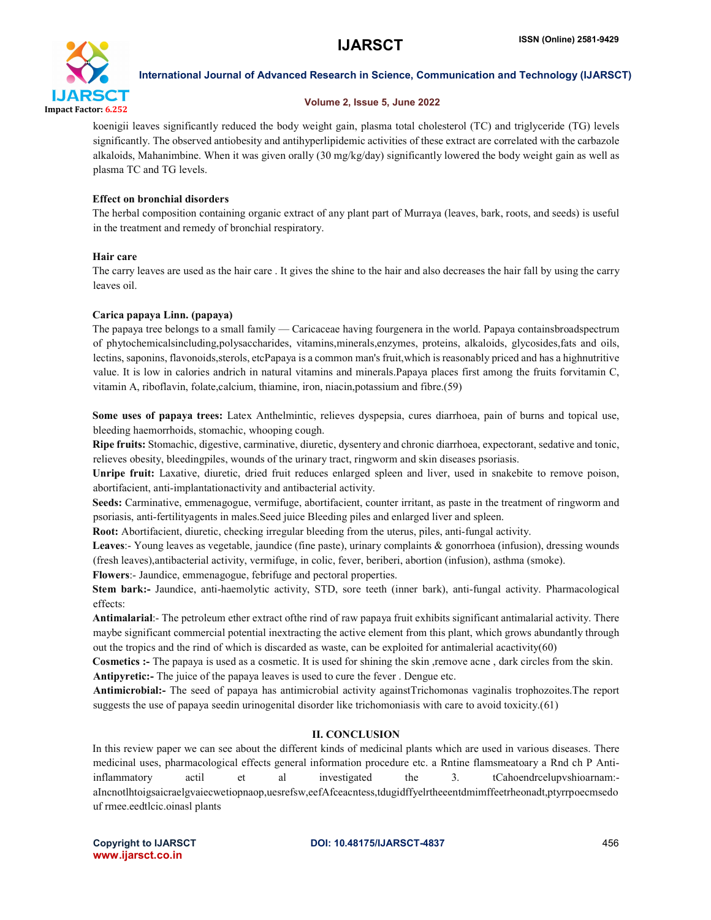koenigii leaves significantly reduced the body weight gain, plasma total cholesterol (TC) and triglyceride (TG) levels significantly. The observed antiobesity and antihyperlipidemic activities of these extract are correlated with the carbazole alkaloids, Mahanimbine. When it was given orally (30 mg/kg/day) significantly lowered the body weight gain as well as plasma TC and TG levels.

**Effect on bronchial disorders**

The herbal composition containing organic extract of any plant part of Murraya (leaves, bark, roots, and seeds) is useful in the treatment and remedy of bronchial respiratory.

**Hair care**

The carry leaves are used as the hair care . It gives the shine to the hair and also decreases the hair fall by using the carry leaves oil.

**Carica papaya Linn. (papaya)**

The papaya tree belongs to a small family — Caricaceae having fourgenera in the world. Papaya containsbroadspectrum of phytochemicalsincluding,polysaccharides, vitamins,minerals,enzymes, proteins, alkaloids, glycosides,fats and oils, lectins, saponins, flavonoids,sterols, etcPapaya is a common man's fruit,which is reasonably priced and has a highnutritive value. It is low in calories andrich in natural vitamins and minerals.Papaya places first among the fruits forvitamin C, vitamin A, riboflavin, folate,calcium, thiamine, iron, niacin,potassium and fibre.(59)

**Some uses of papaya trees:** Latex Anthelmintic, relieves dyspepsia, cures diarrhoea, pain of burns and topical use, bleeding haemorrhoids, stomachic, whooping cough.

**Ripe fruits:** Stomachic, digestive, carminative, diuretic, dysentery and chronic diarrhoea, expectorant, sedative and tonic, relieves obesity, bleedingpiles, wounds of the urinary tract, ringworm and skin diseases psoriasis.

**Unripe fruit:** Laxative, diuretic, dried fruit reduces enlarged spleen and liver, used in snakebite to remove poison, abortifacient, anti-implantationactivity and antibacterial activity.

**Seeds:** Carminative, emmenagogue, vermifuge, abortifacient, counter irritant, as paste in the treatment of ringworm and psoriasis, anti-fertilityagents in males.Seed juice Bleeding piles and enlarged liver and spleen.

**Root:** Abortifacient, diuretic, checking irregular bleeding from the uterus, piles, anti-fungal activity.

**Leaves**:- Young leaves as vegetable, jaundice (fine paste), urinary complaints & gonorrhoea (infusion), dressing wounds (fresh leaves),antibacterial activity, vermifuge, in colic, fever, beriberi, abortion (infusion), asthma (smoke).

**Flowers**:- Jaundice, emmenagogue, febrifuge and pectoral properties.

**Stem bark:-** Jaundice, anti-haemolytic activity, STD, sore teeth (inner bark), anti-fungal activity. Pharmacological effects:

**Antimalarial**:- The petroleum ether extract ofthe rind of raw papaya fruit exhibits significant antimalarial activity. There maybe significant commercial potential inextracting the active element from this plant, which grows abundantly through out the tropics and the rind of which is discarded as waste, can be exploited for antimalerial acactivity(60)

**Cosmetics :-** The papaya is used as a cosmetic. It is used for shining the skin ,remove acne , dark circles from the skin.

**Antipyretic:-** The juice of the papaya leaves is used to cure the fever . Dengue etc.

**Antimicrobial:-** The seed of papaya has antimicrobial activity againstTrichomonas vaginalis trophozoites.The report suggests the use of papaya seedin urinogenital disorder like trichomoniasis with care to avoid toxicity.(61)

## II. CONCLUSION

In this review paper we can see about the different kinds of medicinal plants which are used in various diseases. There medicinal uses, pharmacological effects general information procedure etc. a Rntine flamsmeatoary a Rnd ch P Anti-inflammatory actil et al investigated the 3. tCahoendrcelupvshioarnam:-aIncnotlhtoigsaicraelgvaiecwetiopnaop,uesrefsw,eefAfceacntess,tdugidffyelrtheeentdmimffeetrheonadt,ptyrrpoecmsedo uf rmee.eedtlcic.oinasl plants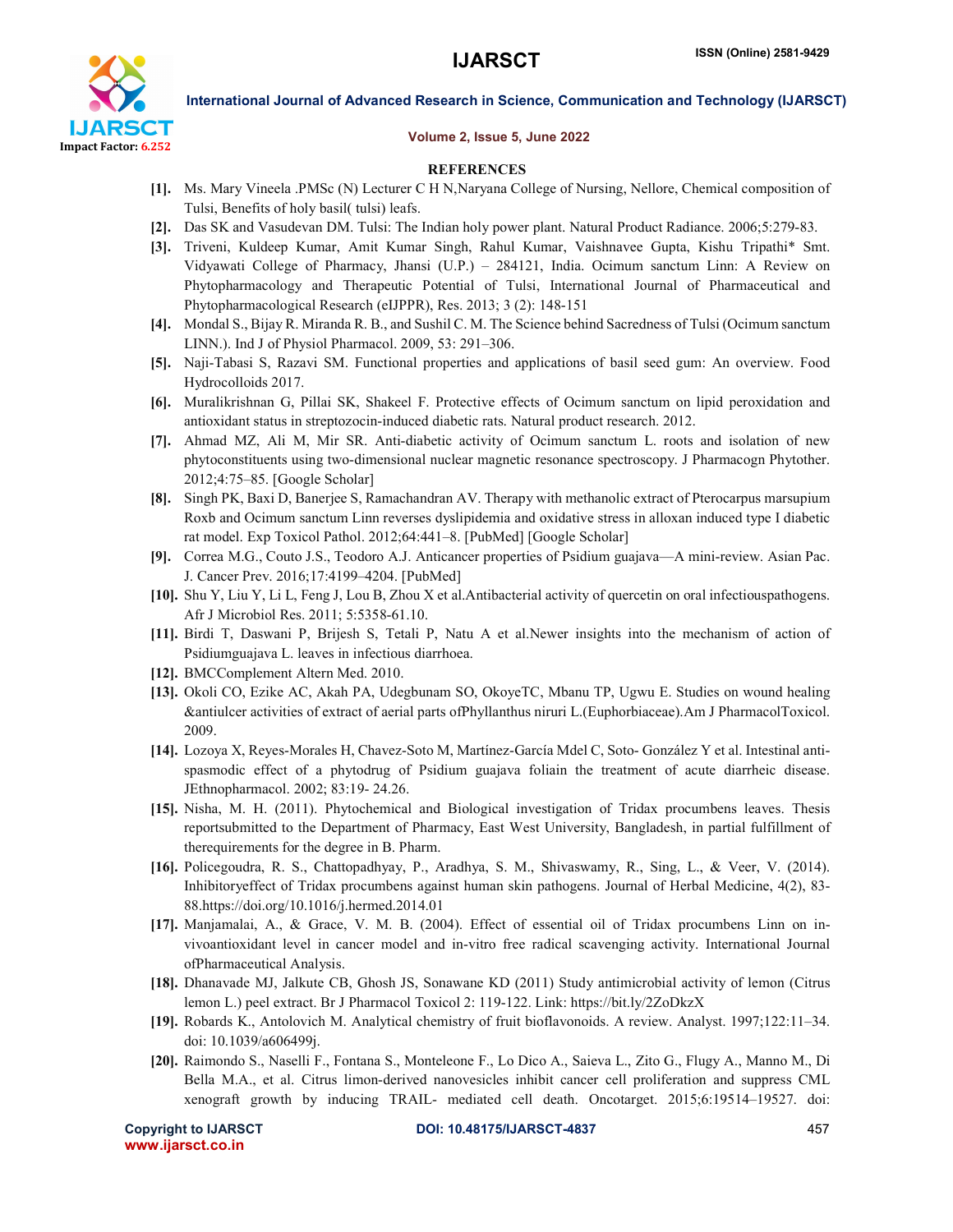## REFERENCES

[1]. Ms. Mary Vineela .PMSc (N) Lecturer C H N,Naryana College of Nursing, Nellore, Chemical composition of Tulsi, Benefits of holy basil( tulsi) leafs.

[2]. Das SK and Vasudevan DM. Tulsi: The Indian holy power plant. Natural Product Radiance. 2006;5:279-83.

[3]. Triveni, Kuldeep Kumar, Amit Kumar Singh, Rahul Kumar, Vaishnavee Gupta, Kishu Tripathi* Smt. Vidyawati College of Pharmacy, Jhansi (U.P.) – 284121, India. Ocimum sanctum Linn: A Review on Phytopharmacology and Therapeutic Potential of Tulsi, International Journal of Pharmaceutical and Phytopharmacological Research (eIJPPR), Res. 2013; 3 (2): 148-151

[4]. Mondal S., Bijay R. Miranda R. B., and Sushil C. M. The Science behind Sacredness of Tulsi (Ocimum sanctum LINN.). Ind J of Physiol Pharmacol. 2009, 53: 291–306.

[5]. Naji-Tabasi S, Razavi SM. Functional properties and applications of basil seed gum: An overview. Food Hydrocolloids 2017.

[6]. Muralikrishnan G, Pillai SK, Shakeel F. Protective effects of Ocimum sanctum on lipid peroxidation and antioxidant status in streptozocin-induced diabetic rats. Natural product research. 2012.

[7]. Ahmad MZ, Ali M, Mir SR. Anti-diabetic activity of Ocimum sanctum L. roots and isolation of new phytoconstituents using two-dimensional nuclear magnetic resonance spectroscopy. J Pharmacogn Phytother. 2012;4:75–85. [Google Scholar]

[8]. Singh PK, Baxi D, Banerjee S, Ramachandran AV. Therapy with methanolic extract of Pterocarpus marsupium Roxb and Ocimum sanctum Linn reverses dyslipidemia and oxidative stress in alloxan induced type I diabetic rat model. Exp Toxicol Pathol. 2012;64:441–8. [PubMed] [Google Scholar]

[9]. Correa M.G., Couto J.S., Teodoro A.J. Anticancer properties of Psidium guajava—A mini-review. Asian Pac. J. Cancer Prev. 2016;17:4199–4204. [PubMed]

[10]. Shu Y, Liu Y, Li L, Feng J, Lou B, Zhou X et al.Antibacterial activity of quercetin on oral infectiouspathogens. Afr J Microbiol Res. 2011; 5:5358-61.10.

[11]. Birdi T, Daswani P, Brijesh S, Tetali P, Natu A et al.Newer insights into the mechanism of action of Psidiumguajava L. leaves in infectious diarrhoea.

[12]. BMCComplement Altern Med. 2010.

[13]. Okoli CO, Ezike AC, Akah PA, Udegbunam SO, OkoyeTC, Mbanu TP, Ugwu E. Studies on wound healing &antiulcer activities of extract of aerial parts ofPhyllanthus niruri L.(Euphorbiaceae).Am J PharmacolToxicol. 2009.

[14]. Lozoya X, Reyes-Morales H, Chavez-Soto M, Martínez-García Mdel C, Soto- González Y et al. Intestinal anti-spasmodic effect of a phytodrug of Psidium guajava foliain the treatment of acute diarrheic disease. JEthnopharmacol. 2002; 83:19- 24.26.

[15]. Nisha, M. H. (2011). Phytochemical and Biological investigation of Tridax procumbens leaves. Thesis reportsubmitted to the Department of Pharmacy, East West University, Bangladesh, in partial fulfillment of therequirements for the degree in B. Pharm.

[16]. Policegoudra, R. S., Chattopadhyay, P., Aradhya, S. M., Shivaswamy, R., Sing, L., & Veer, V. (2014). Inhibitoryeffect of Tridax procumbens against human skin pathogens. Journal of Herbal Medicine, 4(2), 83-88.https://doi.org/10.1016/j.hermed.2014.01

[17]. Manjamalai, A., & Grace, V. M. B. (2004). Effect of essential oil of Tridax procumbens Linn on in-vivoantioxidant level in cancer model and in-vitro free radical scavenging activity. International Journal ofPharmaceutical Analysis.

[18]. Dhanavade MJ, Jalkute CB, Ghosh JS, Sonawane KD (2011) Study antimicrobial activity of lemon (Citrus lemon L.) peel extract. Br J Pharmacol Toxicol 2: 119-122. Link: https://bit.ly/2ZoDkzX

[19]. Robards K., Antolovich M. Analytical chemistry of fruit bioflavonoids. A review. Analyst. 1997;122:11–34. doi: 10.1039/a606499j.

[20]. Raimondo S., Naselli F., Fontana S., Monteleone F., Lo Dico A., Saieva L., Zito G., Flugy A., Manno M., Di Bella M.A., et al. Citrus limon-derived nanovesicles inhibit cancer cell proliferation and suppress CML xenograft growth by inducing TRAIL- mediated cell death. Oncotarget. 2015;6:19514–19527. doi: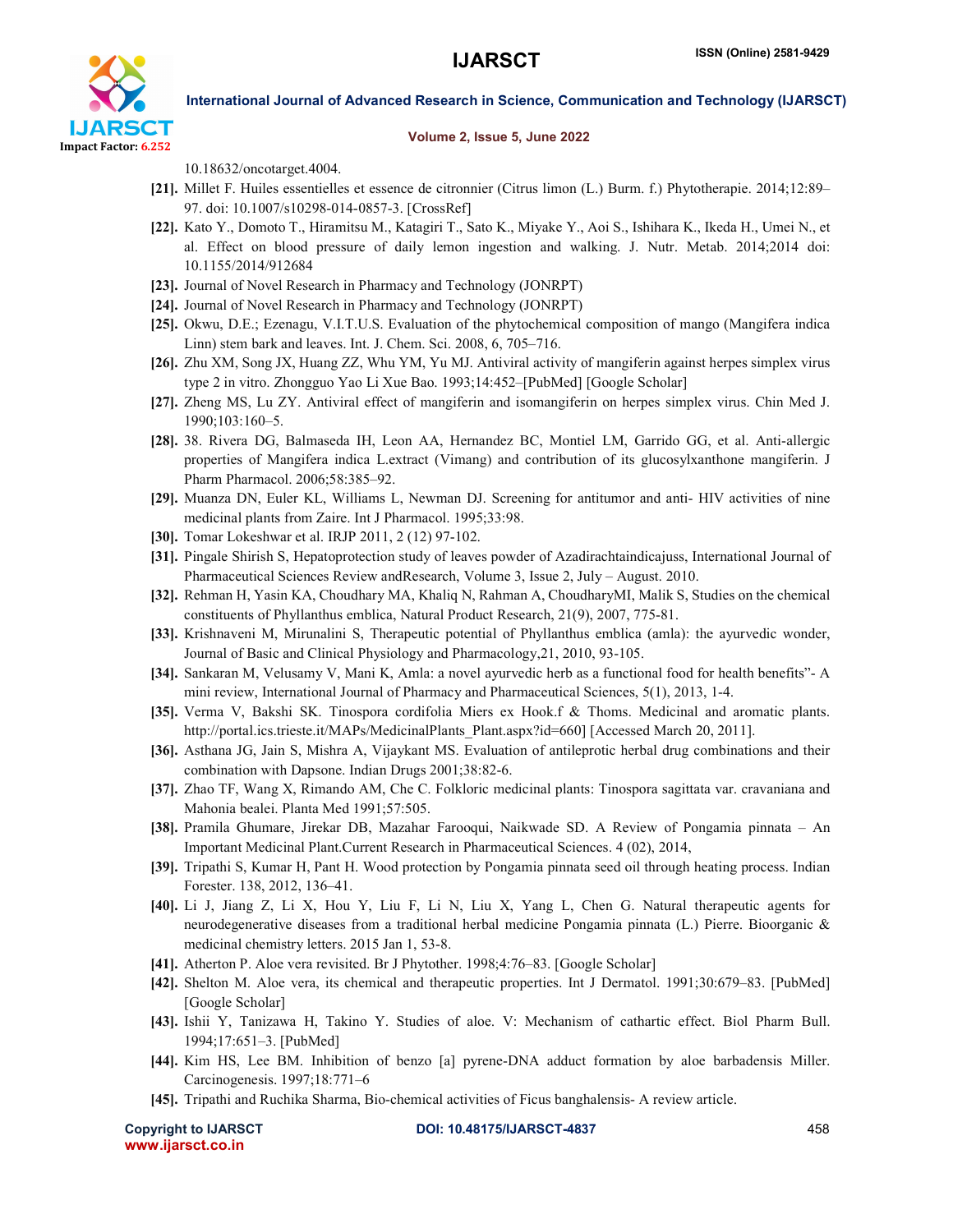10.18632/oncotarget.4004.

**[21].** Millet F. Huiles essentielles et essence de citronnier (Citrus limon (L.) Burm. f.) Phytotherapie. 2014;12:89–97. doi: 10.1007/s10298-014-0857-3. [CrossRef]

**[22].** Kato Y., Domoto T., Hiramitsu M., Katagiri T., Sato K., Miyake Y., Aoi S., Ishihara K., Ikeda H., Umei N., et al. Effect on blood pressure of daily lemon ingestion and walking. J. Nutr. Metab. 2014;2014 doi: 10.1155/2014/912684

**[23].** Journal of Novel Research in Pharmacy and Technology (JONRPT)

**[24].** Journal of Novel Research in Pharmacy and Technology (JONRPT)

**[25].** Okwu, D.E.; Ezenagu, V.I.T.U.S. Evaluation of the phytochemical composition of mango (Mangifera indica Linn) stem bark and leaves. Int. J. Chem. Sci. 2008, 6, 705–716.

**[26].** Zhu XM, Song JX, Huang ZZ, Whu YM, Yu MJ. Antiviral activity of mangiferin against herpes simplex virus type 2 in vitro. Zhongguo Yao Li Xue Bao. 1993;14:452–[PubMed] [Google Scholar]

**[27].** Zheng MS, Lu ZY. Antiviral effect of mangiferin and isomangiferin on herpes simplex virus. Chin Med J. 1990;103:160–5.

**[28].** 38. Rivera DG, Balmaseda IH, Leon AA, Hernandez BC, Montiel LM, Garrido GG, et al. Anti-allergic properties of Mangifera indica L.extract (Vimang) and contribution of its glucosylxanthone mangiferin. J Pharm Pharmacol. 2006;58:385–92.

**[29].** Muanza DN, Euler KL, Williams L, Newman DJ. Screening for antitumor and anti- HIV activities of nine medicinal plants from Zaire. Int J Pharmacol. 1995;33:98.

**[30].** Tomar Lokeshwar et al. IRJP 2011, 2 (12) 97-102.

**[31].** Pingale Shirish S, Hepatoprotection study of leaves powder of Azadirachtaindicajuss, International Journal of Pharmaceutical Sciences Review andResearch, Volume 3, Issue 2, July – August. 2010.

**[32].** Rehman H, Yasin KA, Choudhary MA, Khaliq N, Rahman A, ChoudharyMI, Malik S, Studies on the chemical constituents of Phyllanthus emblica, Natural Product Research, 21(9), 2007, 775-81.

**[33].** Krishnaveni M, Mirunalini S, Therapeutic potential of Phyllanthus emblica (amla): the ayurvedic wonder, Journal of Basic and Clinical Physiology and Pharmacology,21, 2010, 93-105.

**[34].** Sankaran M, Velusamy V, Mani K, Amla: a novel ayurvedic herb as a functional food for health benefits"- A mini review, International Journal of Pharmacy and Pharmaceutical Sciences, 5(1), 2013, 1-4.

**[35].** Verma V, Bakshi SK. Tinospora cordifolia Miers ex Hook.f & Thoms. Medicinal and aromatic plants. http://portal.ics.trieste.it/MAPs/MedicinalPlants_Plant.aspx?id=660] [Accessed March 20, 2011].

**[36].** Asthana JG, Jain S, Mishra A, Vijaykant MS. Evaluation of antileprotic herbal drug combinations and their combination with Dapsone. Indian Drugs 2001;38:82-6.

**[37].** Zhao TF, Wang X, Rimando AM, Che C. Folkloric medicinal plants: Tinospora sagittata var. cravaniana and Mahonia bealei. Planta Med 1991;57:505.

**[38].** Pramila Ghumare, Jirekar DB, Mazahar Farooqui, Naikwade SD. A Review of Pongamia pinnata – An Important Medicinal Plant.Current Research in Pharmaceutical Sciences. 4 (02), 2014,

**[39].** Tripathi S, Kumar H, Pant H. Wood protection by Pongamia pinnata seed oil through heating process. Indian Forester. 138, 2012, 136–41.

**[40].** Li J, Jiang Z, Li X, Hou Y, Liu F, Li N, Liu X, Yang L, Chen G. Natural therapeutic agents for neurodegenerative diseases from a traditional herbal medicine Pongamia pinnata (L.) Pierre. Bioorganic & medicinal chemistry letters. 2015 Jan 1, 53-8.

**[41].** Atherton P. Aloe vera revisited. Br J Phytother. 1998;4:76–83. [Google Scholar]

**[42].** Shelton M. Aloe vera, its chemical and therapeutic properties. Int J Dermatol. 1991;30:679–83. [PubMed] [Google Scholar]

**[43].** Ishii Y, Tanizawa H, Takino Y. Studies of aloe. V: Mechanism of cathartic effect. Biol Pharm Bull. 1994;17:651–3. [PubMed]

**[44].** Kim HS, Lee BM. Inhibition of benzo [a] pyrene-DNA adduct formation by aloe barbadensis Miller. Carcinogenesis. 1997;18:771–6

**[45].** Tripathi and Ruchika Sharma, Bio-chemical activities of Ficus banghalensis- A review article.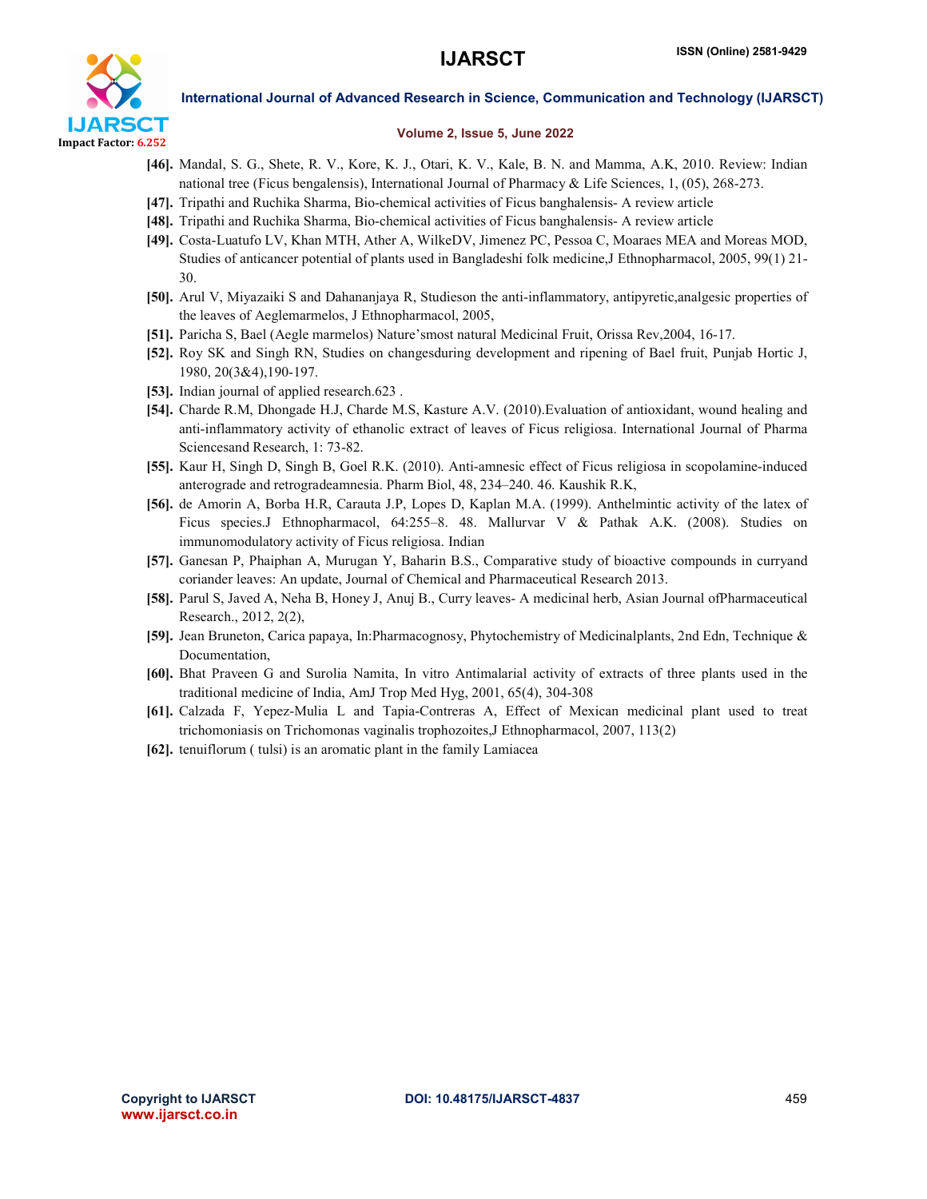[46]. Mandal, S. G., Shete, R. V., Kore, K. J., Otari, K. V., Kale, B. N. and Mamma, A.K, 2010. Review: Indian national tree (Ficus bengalensis), International Journal of Pharmacy & Life Sciences, 1, (05), 268-273.

[47]. Tripathi and Ruchika Sharma, Bio-chemical activities of Ficus banghalensis- A review article

[48]. Tripathi and Ruchika Sharma, Bio-chemical activities of Ficus banghalensis- A review article

[49]. Costa-Luatufo LV, Khan MTH, Ather A, WilkeDV, Jimenez PC, Pessoa C, Moaraes MEA and Moreas MOD, Studies of anticancer potential of plants used in Bangladeshi folk medicine,J Ethnopharmacol, 2005, 99(1) 21-30.

[50]. Arul V, Miyazaiki S and Dahananjaya R, Studieson the anti-inflammatory, antipyretic,analgesic properties of the leaves of Aeglemarmelos, J Ethnopharmacol, 2005,

[51]. Paricha S, Bael (Aegle marmelos) Nature'smost natural Medicinal Fruit, Orissa Rev,2004, 16-17.

[52]. Roy SK and Singh RN, Studies on changesduring development and ripening of Bael fruit, Punjab Hortic J, 1980, 20(3&4),190-197.

[53]. Indian journal of applied research.623 .

[54]. Charde R.M, Dhongade H.J, Charde M.S, Kasture A.V. (2010).Evaluation of antioxidant, wound healing and anti-inflammatory activity of ethanolic extract of leaves of Ficus religiosa. International Journal of Pharma Sciencesand Research, 1: 73-82.

[55]. Kaur H, Singh D, Singh B, Goel R.K. (2010). Anti-amnesic effect of Ficus religiosa in scopolamine-induced anterograde and retrogradeamnesia. Pharm Biol, 48, 234–240. 46. Kaushik R.K,

[56]. de Amorin A, Borba H.R, Carauta J.P, Lopes D, Kaplan M.A. (1999). Anthelmintic activity of the latex of Ficus species.J Ethnopharmacol, 64:255–8. 48. Mallurvar V & Pathak A.K. (2008). Studies on immunomodulatory activity of Ficus religiosa. Indian

[57]. Ganesan P, Phaiphan A, Murugan Y, Baharin B.S., Comparative study of bioactive compounds in curryand coriander leaves: An update, Journal of Chemical and Pharmaceutical Research 2013.

[58]. Parul S, Javed A, Neha B, Honey J, Anuj B., Curry leaves- A medicinal herb, Asian Journal ofPharmaceutical Research., 2012, 2(2),

[59]. Jean Bruneton, Carica papaya, In:Pharmacognosy, Phytochemistry of Medicinalplants, 2nd Edn, Technique & Documentation,

[60]. Bhat Praveen G and Surolia Namita, In vitro Antimalarial activity of extracts of three plants used in the traditional medicine of India, AmJ Trop Med Hyg, 2001, 65(4), 304-308

[61]. Calzada F, Yepez-Mulia L and Tapia-Contreras A, Effect of Mexican medicinal plant used to treat trichomoniasis on Trichomonas vaginalis trophozoites,J Ethnopharmacol, 2007, 113(2)

[62]. tenuiflorum ( tulsi) is an aromatic plant in the family Lamiacea